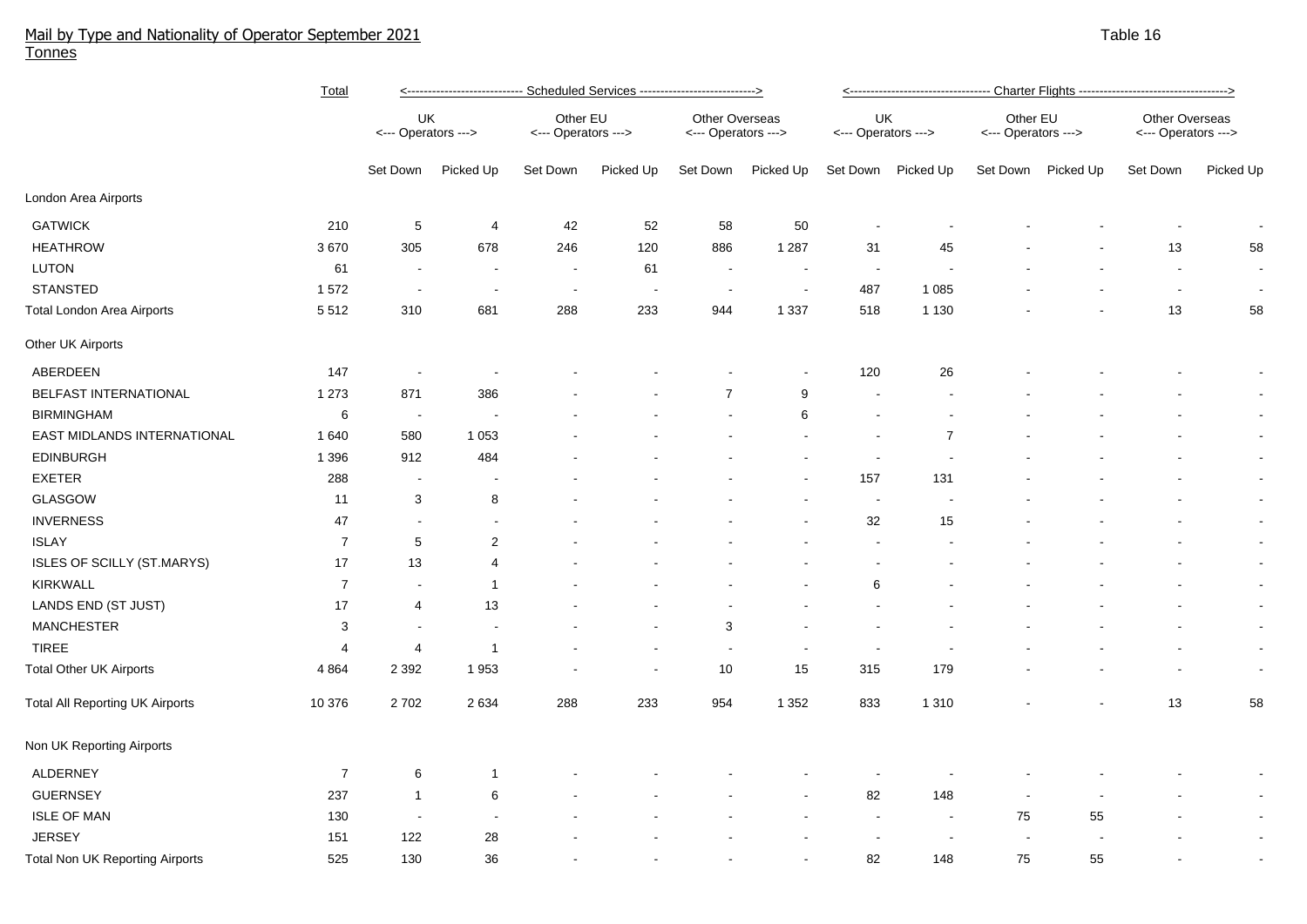# Mail by Type and Nationality of Operator September 2021

Tonnes

Table 16

| | Total | Scheduled Services | | | | | | Charter Flights | | | | | |
|---|---|---|---|---|---|---|---|---|---|---|---|---|---|
| | | UK <--- Operators ---> | | Other EU <--- Operators ---> | | Other Overseas <--- Operators ---> | | UK <--- Operators ---> | | Other EU <--- Operators ---> | | Other Overseas <--- Operators ---> | |
| | | Set Down | Picked Up | Set Down | Picked Up | Set Down | Picked Up | Set Down | Picked Up | Set Down | Picked Up | Set Down | Picked Up |
| London Area Airports | | | | | | | | | | | | | |
| GATWICK | 210 | 5 | 4 | 42 | 52 | 58 | 50 | - | - | - | - | - | - |
| HEATHROW | 3 670 | 305 | 678 | 246 | 120 | 886 | 1 287 | 31 | 45 | - | - | 13 | 58 |
| LUTON | 61 | - | - | - | 61 | - | - | - | - | - | - | - | - |
| STANSTED | 1 572 | - | - | - | - | - | - | 487 | 1 085 | - | - | - | - |
| Total London Area Airports | 5 512 | 310 | 681 | 288 | 233 | 944 | 1 337 | 518 | 1 130 | - | - | 13 | 58 |
| Other UK Airports | | | | | | | | | | | | | |
| ABERDEEN | 147 | - | - | - | - | - | - | 120 | 26 | - | - | - | - |
| BELFAST INTERNATIONAL | 1 273 | 871 | 386 | - | - | 7 | 9 | - | - | - | - | - | - |
| BIRMINGHAM | 6 | - | - | - | - | - | 6 | - | - | - | - | - | - |
| EAST MIDLANDS INTERNATIONAL | 1 640 | 580 | 1 053 | - | - | - | - | - | 7 | - | - | - | - |
| EDINBURGH | 1 396 | 912 | 484 | - | - | - | - | - | - | - | - | - | - |
| EXETER | 288 | - | - | - | - | - | - | 157 | 131 | - | - | - | - |
| GLASGOW | 11 | 3 | 8 | - | - | - | - | - | - | - | - | - | - |
| INVERNESS | 47 | - | - | - | - | - | - | 32 | 15 | - | - | - | - |
| ISLAY | 7 | 5 | 2 | - | - | - | - | - | - | - | - | - | - |
| ISLES OF SCILLY (ST.MARYS) | 17 | 13 | 4 | - | - | - | - | - | - | - | - | - | - |
| KIRKWALL | 7 | - | 1 | - | - | - | - | 6 | - | - | - | - | - |
| LANDS END (ST JUST) | 17 | 4 | 13 | - | - | - | - | - | - | - | - | - | - |
| MANCHESTER | 3 | - | - | - | - | 3 | - | - | - | - | - | - | - |
| TIREE | 4 | 4 | 1 | - | - | - | - | - | - | - | - | - | - |
| Total Other UK Airports | 4 864 | 2 392 | 1 953 | - | - | 10 | 15 | 315 | 179 | - | - | - | - |
| Total All Reporting UK Airports | 10 376 | 2 702 | 2 634 | 288 | 233 | 954 | 1 352 | 833 | 1 310 | - | - | 13 | 58 |
| Non UK Reporting Airports | | | | | | | | | | | | | |
| ALDERNEY | 7 | 6 | 1 | - | - | - | - | - | - | - | - | - | - |
| GUERNSEY | 237 | 1 | 6 | - | - | - | - | 82 | 148 | - | - | - | - |
| ISLE OF MAN | 130 | - | - | - | - | - | - | - | - | 75 | 55 | - | - |
| JERSEY | 151 | 122 | 28 | - | - | - | - | - | - | - | - | - | - |
| Total Non UK Reporting Airports | 525 | 130 | 36 | - | - | - | - | 82 | 148 | 75 | 55 | - | - |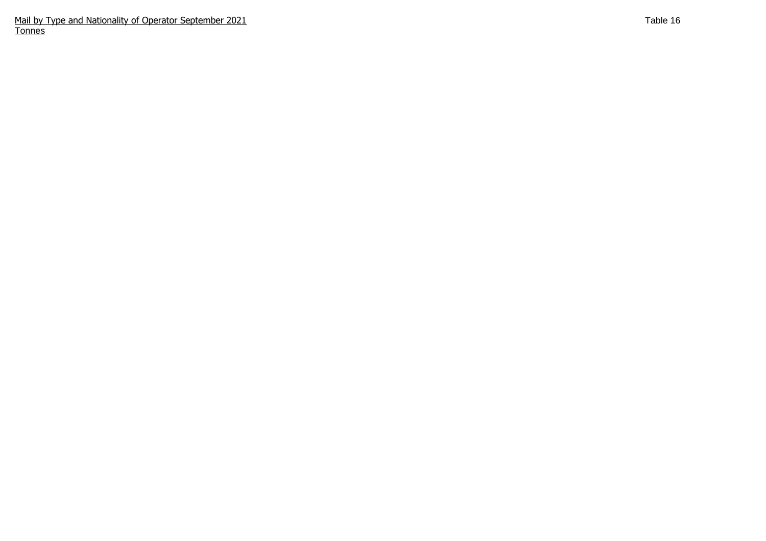Mail by Type and Nationality of Operator September 2021

Tonnes

Table 16